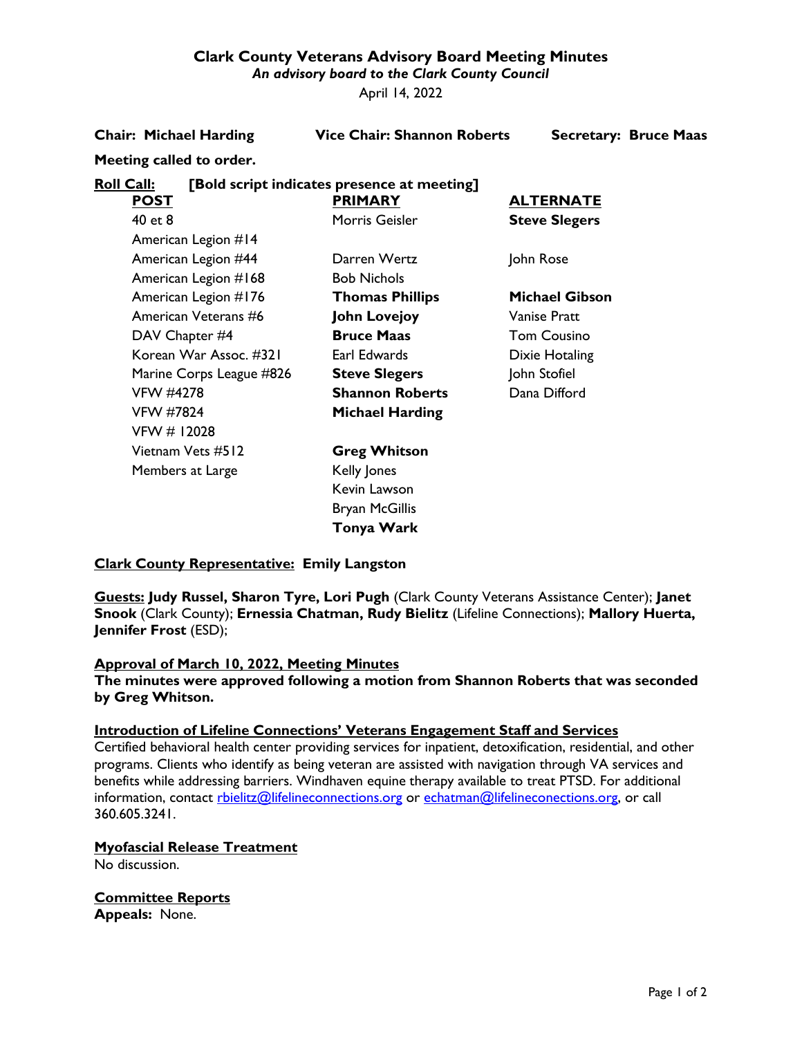# Clark County Veterans Advisory Board Meeting Minutes

*An advisory board to the Clark County Council*

April 14, 2022

**Chair: Michael Harding** **Vice Chair: Shannon Roberts** **Secretary: Bruce Maas**

**Meeting called to order.**

**Roll Call:** **[Bold script indicates presence at meeting]**

| POST | PRIMARY | ALTERNATE |
|---|---|---|
| 40 et 8 | Morris Geisler | **Steve Slegers** |
| American Legion #14 | | |
| American Legion #44 | Darren Wertz | John Rose |
| American Legion #168 | Bob Nichols | |
| American Legion #176 | **Thomas Phillips** | **Michael Gibson** |
| American Veterans #6 | **John Lovejoy** | Vanise Pratt |
| DAV Chapter #4 | **Bruce Maas** | Tom Cousino |
| Korean War Assoc. #321 | Earl Edwards | Dixie Hotaling |
| Marine Corps League #826 | **Steve Slegers** | John Stofiel |
| VFW #4278 | **Shannon Roberts** | Dana Difford |
| VFW #7824 | **Michael Harding** | |
| VFW # 12028 | | |
| Vietnam Vets #512 | **Greg Whitson** | |
| Members at Large | Kelly Jones | |
| | Kevin Lawson | |
| | Bryan McGillis | |
| | **Tonya Wark** | |

**Clark County Representative: Emily Langston**

**Guests: Judy Russel, Sharon Tyre, Lori Pugh** (Clark County Veterans Assistance Center); **Janet Snook** (Clark County); **Ernessia Chatman, Rudy Bielitz** (Lifeline Connections); **Mallory Huerta, Jennifer Frost** (ESD);

## Approval of March 10, 2022, Meeting Minutes

**The minutes were approved following a motion from Shannon Roberts that was seconded by Greg Whitson.**

## Introduction of Lifeline Connections' Veterans Engagement Staff and Services

Certified behavioral health center providing services for inpatient, detoxification, residential, and other programs. Clients who identify as being veteran are assisted with navigation through VA services and benefits while addressing barriers. Windhaven equine therapy available to treat PTSD. For additional information, contact rbielitz@lifelineconnections.org or echatman@lifelineconections.org, or call 360.605.3241.

## Myofascial Release Treatment

No discussion.

## Committee Reports

**Appeals:** None.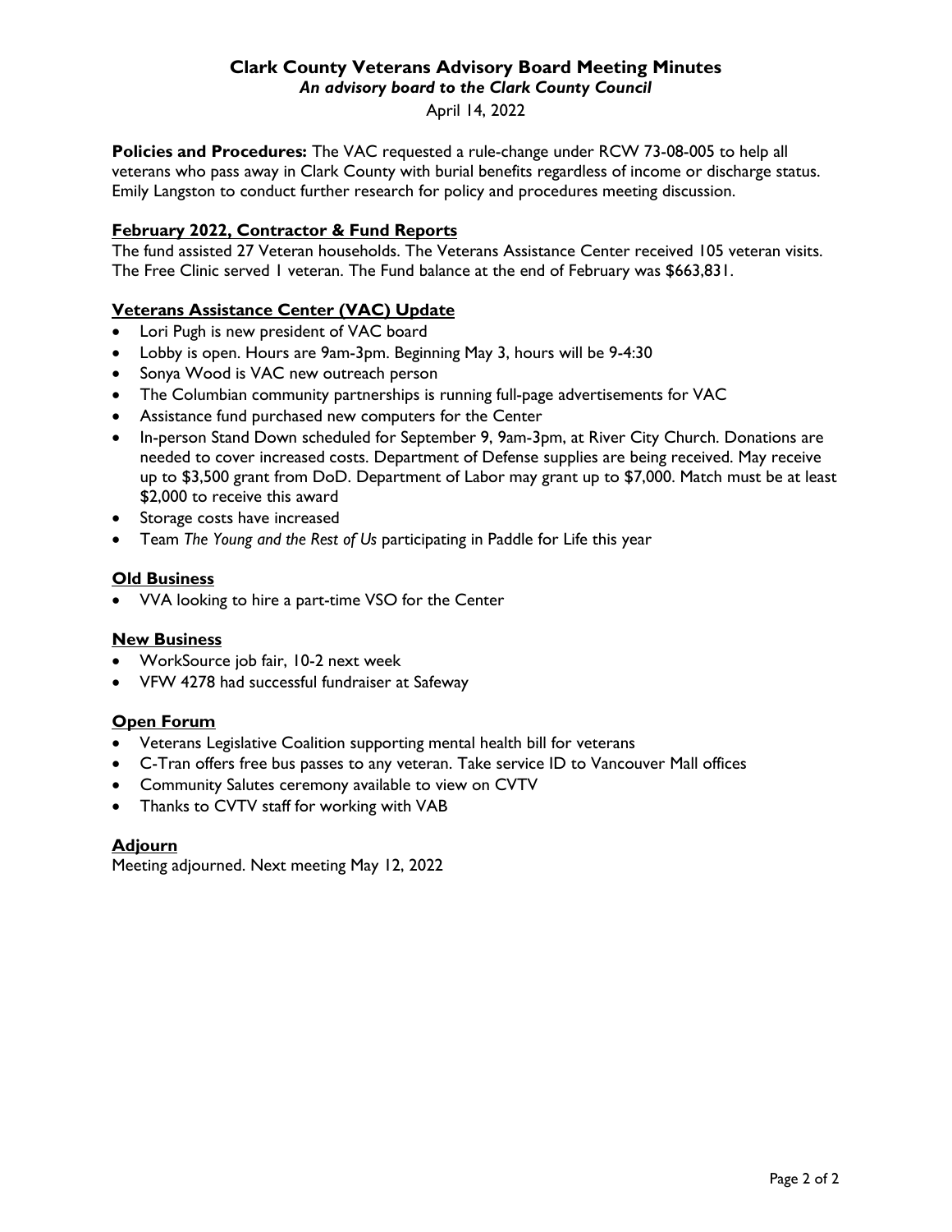# Clark County Veterans Advisory Board Meeting Minutes

***An advisory board to the Clark County Council***

April 14, 2022

**Policies and Procedures:** The VAC requested a rule-change under RCW 73-08-005 to help all veterans who pass away in Clark County with burial benefits regardless of income or discharge status. Emily Langston to conduct further research for policy and procedures meeting discussion.

## February 2022, Contractor & Fund Reports

The fund assisted 27 Veteran households. The Veterans Assistance Center received 105 veteran visits. The Free Clinic served 1 veteran. The Fund balance at the end of February was $663,831.

## Veterans Assistance Center (VAC) Update

- Lori Pugh is new president of VAC board
- Lobby is open. Hours are 9am-3pm. Beginning May 3, hours will be 9-4:30
- Sonya Wood is VAC new outreach person
- The Columbian community partnerships is running full-page advertisements for VAC
- Assistance fund purchased new computers for the Center
- In-person Stand Down scheduled for September 9, 9am-3pm, at River City Church. Donations are needed to cover increased costs. Department of Defense supplies are being received. May receive up to $3,500 grant from DoD. Department of Labor may grant up to $7,000. Match must be at least $2,000 to receive this award
- Storage costs have increased
- Team *The Young and the Rest of Us* participating in Paddle for Life this year

## Old Business

- VVA looking to hire a part-time VSO for the Center

## New Business

- WorkSource job fair, 10-2 next week
- VFW 4278 had successful fundraiser at Safeway

## Open Forum

- Veterans Legislative Coalition supporting mental health bill for veterans
- C-Tran offers free bus passes to any veteran. Take service ID to Vancouver Mall offices
- Community Salutes ceremony available to view on CVTV
- Thanks to CVTV staff for working with VAB

## Adjourn

Meeting adjourned. Next meeting May 12, 2022